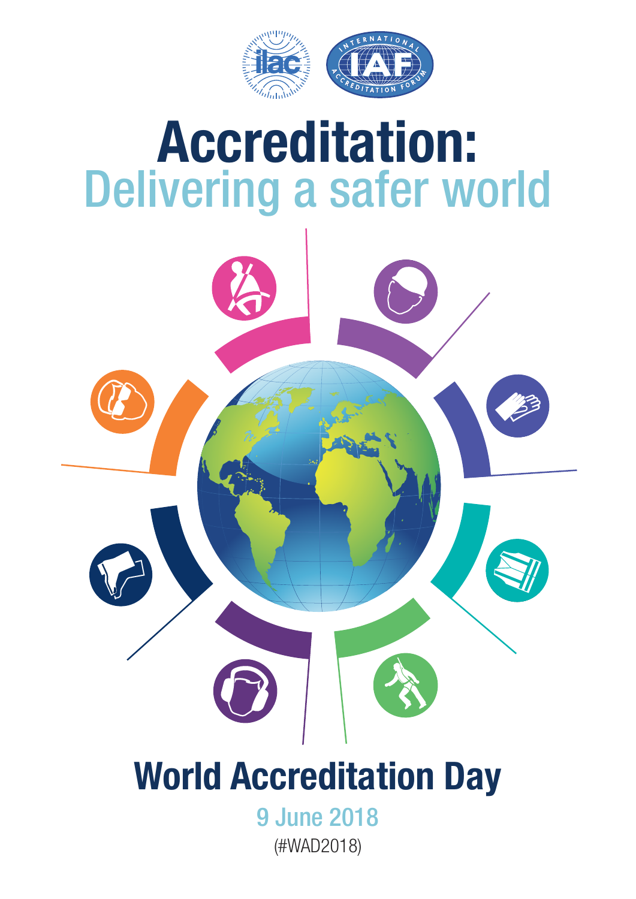# Accreditation:
## Delivering a safer world

## World Accreditation Day

9 June 2018

(#WAD2018)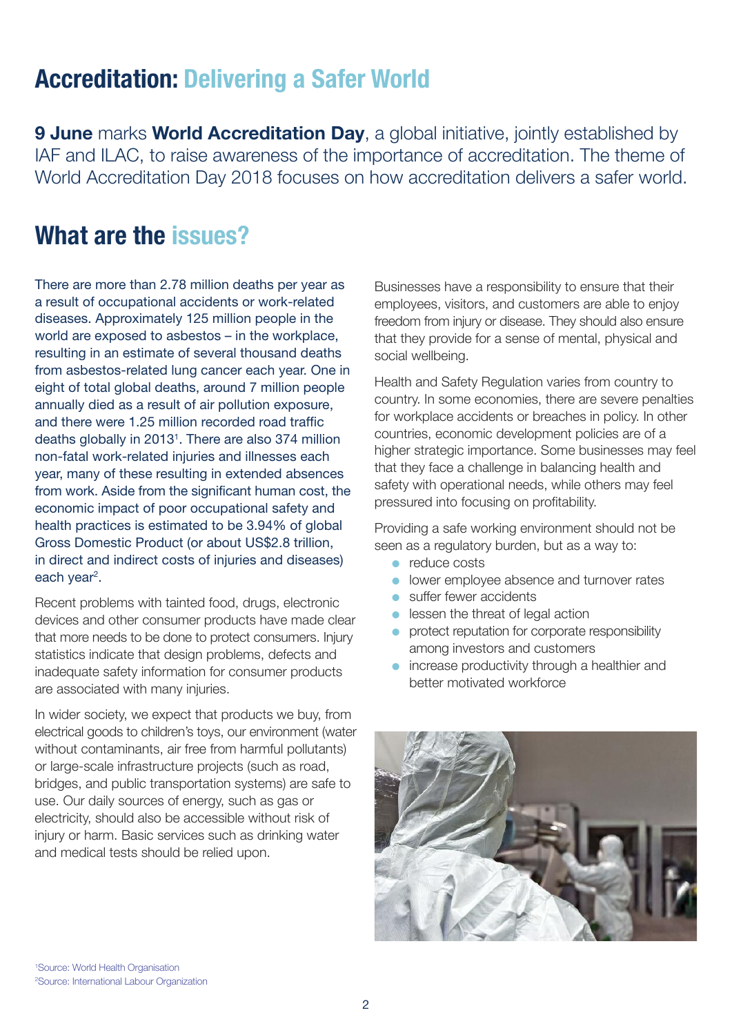# Accreditation: Delivering a Safer World

**9 June** marks **World Accreditation Day**, a global initiative, jointly established by IAF and ILAC, to raise awareness of the importance of accreditation. The theme of World Accreditation Day 2018 focuses on how accreditation delivers a safer world.

## What are the issues?

There are more than 2.78 million deaths per year as a result of occupational accidents or work-related diseases. Approximately 125 million people in the world are exposed to asbestos – in the workplace, resulting in an estimate of several thousand deaths from asbestos-related lung cancer each year. One in eight of total global deaths, around 7 million people annually died as a result of air pollution exposure, and there were 1.25 million recorded road traffic deaths globally in 2013[1]. There are also 374 million non-fatal work-related injuries and illnesses each year, many of these resulting in extended absences from work. Aside from the significant human cost, the economic impact of poor occupational safety and health practices is estimated to be 3.94% of global Gross Domestic Product (or about US$2.8 trillion, in direct and indirect costs of injuries and diseases) each year[2].

Recent problems with tainted food, drugs, electronic devices and other consumer products have made clear that more needs to be done to protect consumers. Injury statistics indicate that design problems, defects and inadequate safety information for consumer products are associated with many injuries.

In wider society, we expect that products we buy, from electrical goods to children's toys, our environment (water without contaminants, air free from harmful pollutants) or large-scale infrastructure projects (such as road, bridges, and public transportation systems) are safe to use. Our daily sources of energy, such as gas or electricity, should also be accessible without risk of injury or harm. Basic services such as drinking water and medical tests should be relied upon.

Businesses have a responsibility to ensure that their employees, visitors, and customers are able to enjoy freedom from injury or disease. They should also ensure that they provide for a sense of mental, physical and social wellbeing.

Health and Safety Regulation varies from country to country. In some economies, there are severe penalties for workplace accidents or breaches in policy. In other countries, economic development policies are of a higher strategic importance. Some businesses may feel that they face a challenge in balancing health and safety with operational needs, while others may feel pressured into focusing on profitability.

Providing a safe working environment should not be seen as a regulatory burden, but as a way to:

- reduce costs
- lower employee absence and turnover rates
- suffer fewer accidents
- lessen the threat of legal action
- protect reputation for corporate responsibility among investors and customers
- increase productivity through a healthier and better motivated workforce

[1]Source: World Health Organisation
[2]Source: International Labour Organization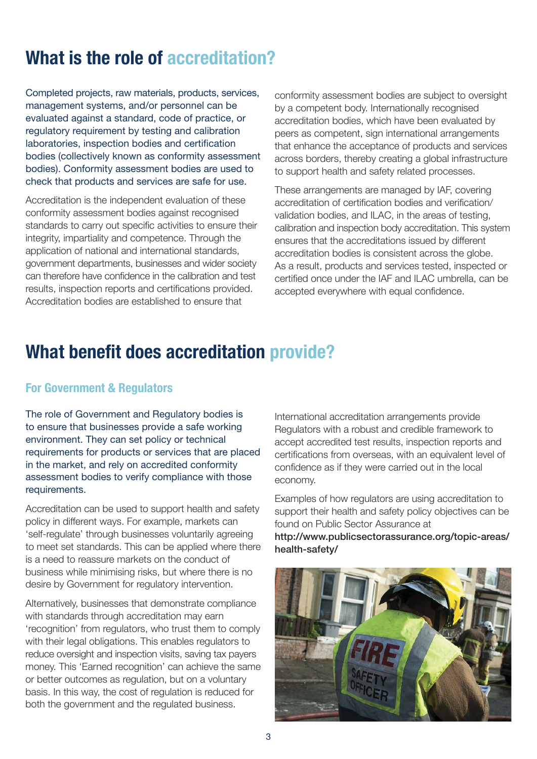# What is the role of accreditation?

Completed projects, raw materials, products, services, management systems, and/or personnel can be evaluated against a standard, code of practice, or regulatory requirement by testing and calibration laboratories, inspection bodies and certification bodies (collectively known as conformity assessment bodies). Conformity assessment bodies are used to check that products and services are safe for use.

Accreditation is the independent evaluation of these conformity assessment bodies against recognised standards to carry out specific activities to ensure their integrity, impartiality and competence. Through the application of national and international standards, government departments, businesses and wider society can therefore have confidence in the calibration and test results, inspection reports and certifications provided. Accreditation bodies are established to ensure that conformity assessment bodies are subject to oversight by a competent body. Internationally recognised accreditation bodies, which have been evaluated by peers as competent, sign international arrangements that enhance the acceptance of products and services across borders, thereby creating a global infrastructure to support health and safety related processes.

These arrangements are managed by IAF, covering accreditation of certification bodies and verification/validation bodies, and ILAC, in the areas of testing, calibration and inspection body accreditation. This system ensures that the accreditations issued by different accreditation bodies is consistent across the globe. As a result, products and services tested, inspected or certified once under the IAF and ILAC umbrella, can be accepted everywhere with equal confidence.

# What benefit does accreditation provide?

## For Government & Regulators

The role of Government and Regulatory bodies is to ensure that businesses provide a safe working environment. They can set policy or technical requirements for products or services that are placed in the market, and rely on accredited conformity assessment bodies to verify compliance with those requirements.

Accreditation can be used to support health and safety policy in different ways. For example, markets can 'self-regulate' through businesses voluntarily agreeing to meet set standards. This can be applied where there is a need to reassure markets on the conduct of business while minimising risks, but where there is no desire by Government for regulatory intervention.

Alternatively, businesses that demonstrate compliance with standards through accreditation may earn 'recognition' from regulators, who trust them to comply with their legal obligations. This enables regulators to reduce oversight and inspection visits, saving tax payers money. This 'Earned recognition' can achieve the same or better outcomes as regulation, but on a voluntary basis. In this way, the cost of regulation is reduced for both the government and the regulated business.

International accreditation arrangements provide Regulators with a robust and credible framework to accept accredited test results, inspection reports and certifications from overseas, with an equivalent level of confidence as if they were carried out in the local economy.

Examples of how regulators are using accreditation to support their health and safety policy objectives can be found on Public Sector Assurance at **http://www.publicsectorassurance.org/topic-areas/health-safety/**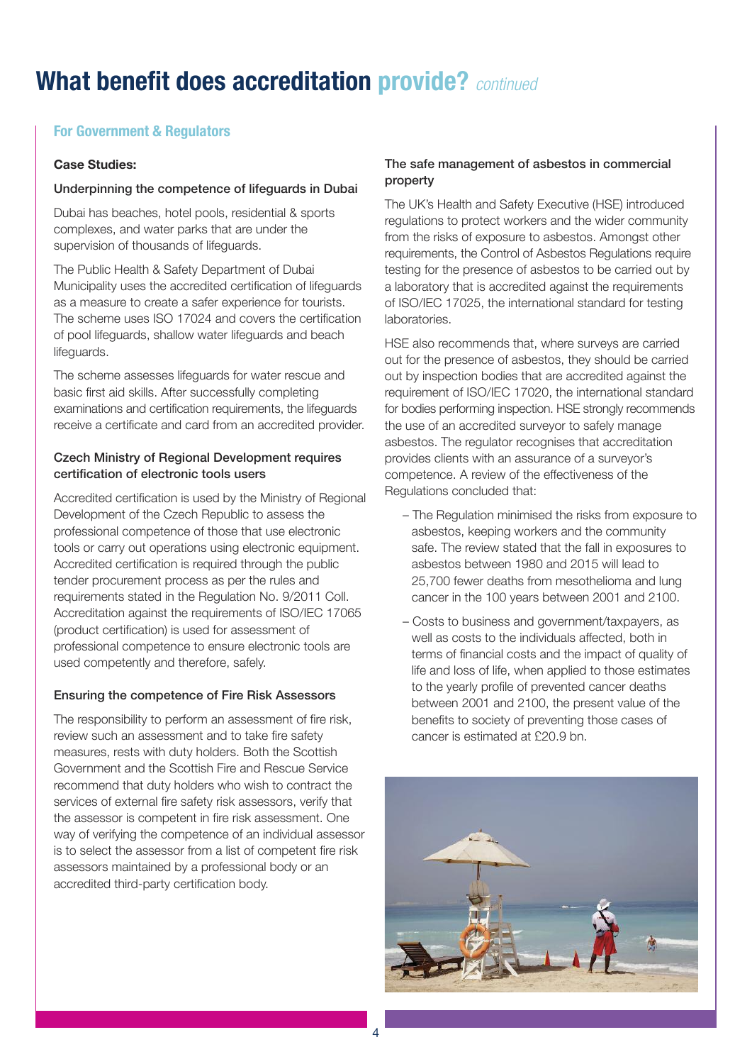# What benefit does accreditation provide? *continued*

## For Government & Regulators

**Case Studies:**

### Underpinning the competence of lifeguards in Dubai

Dubai has beaches, hotel pools, residential & sports complexes, and water parks that are under the supervision of thousands of lifeguards.

The Public Health & Safety Department of Dubai Municipality uses the accredited certification of lifeguards as a measure to create a safer experience for tourists. The scheme uses ISO 17024 and covers the certification of pool lifeguards, shallow water lifeguards and beach lifeguards.

The scheme assesses lifeguards for water rescue and basic first aid skills. After successfully completing examinations and certification requirements, the lifeguards receive a certificate and card from an accredited provider.

### Czech Ministry of Regional Development requires certification of electronic tools users

Accredited certification is used by the Ministry of Regional Development of the Czech Republic to assess the professional competence of those that use electronic tools or carry out operations using electronic equipment. Accredited certification is required through the public tender procurement process as per the rules and requirements stated in the Regulation No. 9/2011 Coll. Accreditation against the requirements of ISO/IEC 17065 (product certification) is used for assessment of professional competence to ensure electronic tools are used competently and therefore, safely.

### Ensuring the competence of Fire Risk Assessors

The responsibility to perform an assessment of fire risk, review such an assessment and to take fire safety measures, rests with duty holders. Both the Scottish Government and the Scottish Fire and Rescue Service recommend that duty holders who wish to contract the services of external fire safety risk assessors, verify that the assessor is competent in fire risk assessment. One way of verifying the competence of an individual assessor is to select the assessor from a list of competent fire risk assessors maintained by a professional body or an accredited third-party certification body.

### The safe management of asbestos in commercial property

The UK's Health and Safety Executive (HSE) introduced regulations to protect workers and the wider community from the risks of exposure to asbestos. Amongst other requirements, the Control of Asbestos Regulations require testing for the presence of asbestos to be carried out by a laboratory that is accredited against the requirements of ISO/IEC 17025, the international standard for testing laboratories.

HSE also recommends that, where surveys are carried out for the presence of asbestos, they should be carried out by inspection bodies that are accredited against the requirement of ISO/IEC 17020, the international standard for bodies performing inspection. HSE strongly recommends the use of an accredited surveyor to safely manage asbestos. The regulator recognises that accreditation provides clients with an assurance of a surveyor's competence. A review of the effectiveness of the Regulations concluded that:

- The Regulation minimised the risks from exposure to asbestos, keeping workers and the community safe. The review stated that the fall in exposures to asbestos between 1980 and 2015 will lead to 25,700 fewer deaths from mesothelioma and lung cancer in the 100 years between 2001 and 2100.
- Costs to business and government/taxpayers, as well as costs to the individuals affected, both in terms of financial costs and the impact of quality of life and loss of life, when applied to those estimates to the yearly profile of prevented cancer deaths between 2001 and 2100, the present value of the benefits to society of preventing those cases of cancer is estimated at £20.9 bn.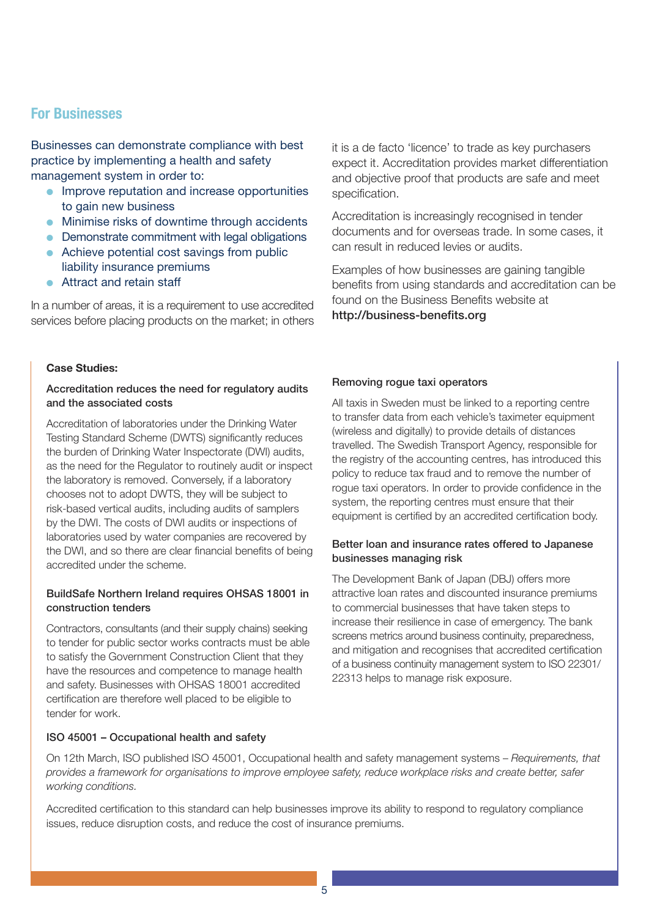## For Businesses

Businesses can demonstrate compliance with best practice by implementing a health and safety management system in order to:

- Improve reputation and increase opportunities to gain new business
- Minimise risks of downtime through accidents
- Demonstrate commitment with legal obligations
- Achieve potential cost savings from public liability insurance premiums
- Attract and retain staff

In a number of areas, it is a requirement to use accredited services before placing products on the market; in others it is a de facto 'licence' to trade as key purchasers expect it. Accreditation provides market differentiation and objective proof that products are safe and meet specification.

Accreditation is increasingly recognised in tender documents and for overseas trade. In some cases, it can result in reduced levies or audits.

Examples of how businesses are gaining tangible benefits from using standards and accreditation can be found on the Business Benefits website at **http://business-benefits.org**

**Case Studies:**

**Accreditation reduces the need for regulatory audits and the associated costs**

Accreditation of laboratories under the Drinking Water Testing Standard Scheme (DWTS) significantly reduces the burden of Drinking Water Inspectorate (DWI) audits, as the need for the Regulator to routinely audit or inspect the laboratory is removed. Conversely, if a laboratory chooses not to adopt DWTS, they will be subject to risk-based vertical audits, including audits of samplers by the DWI. The costs of DWI audits or inspections of laboratories used by water companies are recovered by the DWI, and so there are clear financial benefits of being accredited under the scheme.

**BuildSafe Northern Ireland requires OHSAS 18001 in construction tenders**

Contractors, consultants (and their supply chains) seeking to tender for public sector works contracts must be able to satisfy the Government Construction Client that they have the resources and competence to manage health and safety. Businesses with OHSAS 18001 accredited certification are therefore well placed to be eligible to tender for work.

**Removing rogue taxi operators**

All taxis in Sweden must be linked to a reporting centre to transfer data from each vehicle's taximeter equipment (wireless and digitally) to provide details of distances travelled. The Swedish Transport Agency, responsible for the registry of the accounting centres, has introduced this policy to reduce tax fraud and to remove the number of rogue taxi operators. In order to provide confidence in the system, the reporting centres must ensure that their equipment is certified by an accredited certification body.

**Better loan and insurance rates offered to Japanese businesses managing risk**

The Development Bank of Japan (DBJ) offers more attractive loan rates and discounted insurance premiums to commercial businesses that have taken steps to increase their resilience in case of emergency. The bank screens metrics around business continuity, preparedness, and mitigation and recognises that accredited certification of a business continuity management system to ISO 22301/22313 helps to manage risk exposure.

**ISO 45001 – Occupational health and safety**

On 12th March, ISO published ISO 45001, Occupational health and safety management systems – *Requirements, that provides a framework for organisations to improve employee safety, reduce workplace risks and create better, safer working conditions.*

Accredited certification to this standard can help businesses improve its ability to respond to regulatory compliance issues, reduce disruption costs, and reduce the cost of insurance premiums.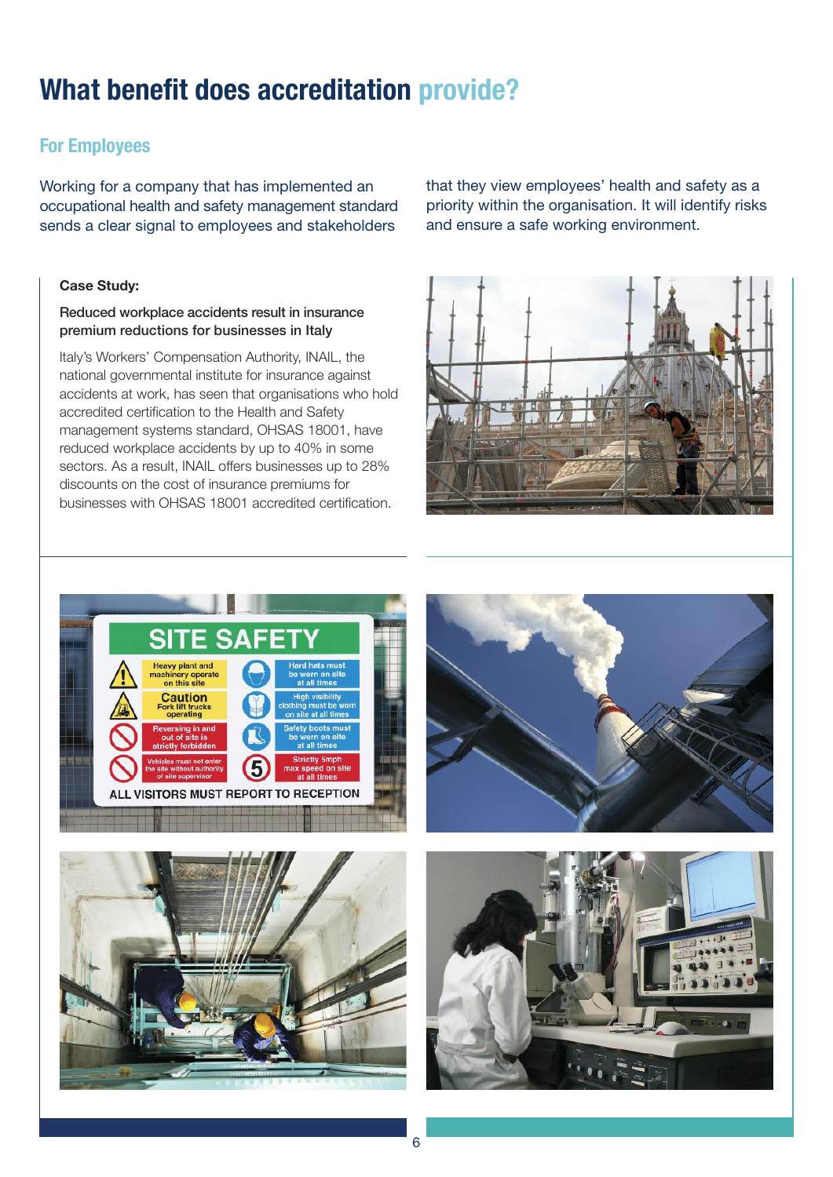# What benefit does accreditation provide?

## For Employees

Working for a company that has implemented an occupational health and safety management standard sends a clear signal to employees and stakeholders that they view employees' health and safety as a priority within the organisation. It will identify risks and ensure a safe working environment.

**Case Study:**

**Reduced workplace accidents result in insurance premium reductions for businesses in Italy**

Italy's Workers' Compensation Authority, INAIL, the national governmental institute for insurance against accidents at work, has seen that organisations who hold accredited certification to the Health and Safety management systems standard, OHSAS 18001, have reduced workplace accidents by up to 40% in some sectors. As a result, INAIL offers businesses up to 28% discounts on the cost of insurance premiums for businesses with OHSAS 18001 accredited certification.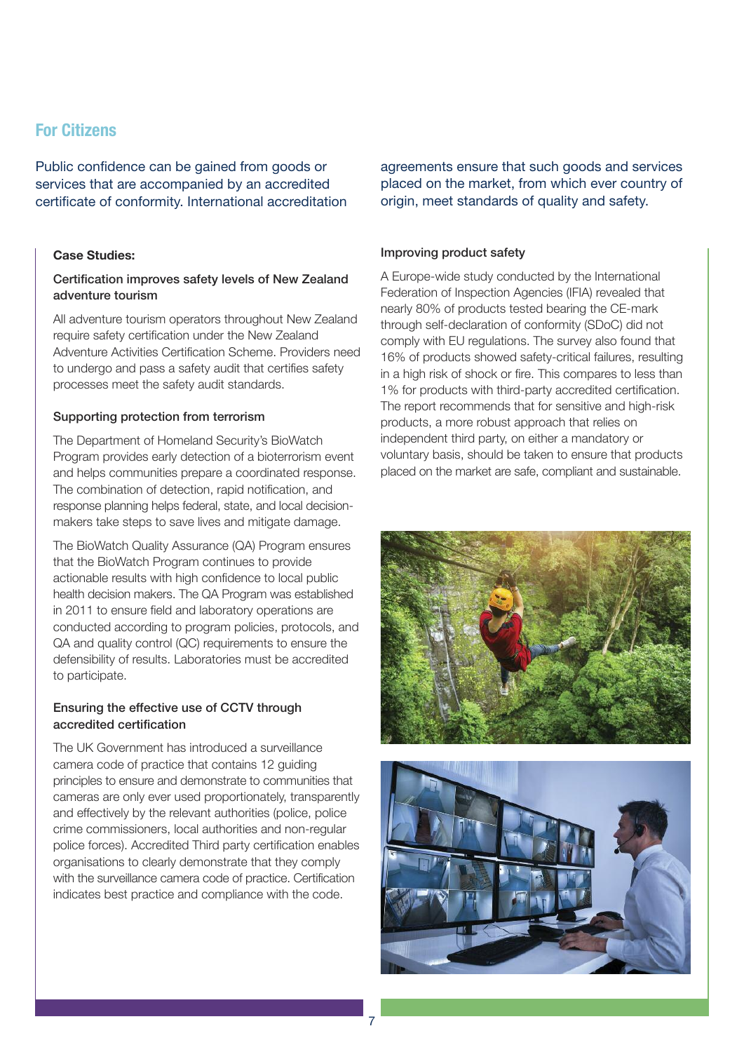## For Citizens

Public confidence can be gained from goods or services that are accompanied by an accredited certificate of conformity. International accreditation agreements ensure that such goods and services placed on the market, from which ever country of origin, meet standards of quality and safety.

**Case Studies:**

### Certification improves safety levels of New Zealand adventure tourism

All adventure tourism operators throughout New Zealand require safety certification under the New Zealand Adventure Activities Certification Scheme. Providers need to undergo and pass a safety audit that certifies safety processes meet the safety audit standards.

### Supporting protection from terrorism

The Department of Homeland Security's BioWatch Program provides early detection of a bioterrorism event and helps communities prepare a coordinated response. The combination of detection, rapid notification, and response planning helps federal, state, and local decision-makers take steps to save lives and mitigate damage.

The BioWatch Quality Assurance (QA) Program ensures that the BioWatch Program continues to provide actionable results with high confidence to local public health decision makers. The QA Program was established in 2011 to ensure field and laboratory operations are conducted according to program policies, protocols, and QA and quality control (QC) requirements to ensure the defensibility of results. Laboratories must be accredited to participate.

### Ensuring the effective use of CCTV through accredited certification

The UK Government has introduced a surveillance camera code of practice that contains 12 guiding principles to ensure and demonstrate to communities that cameras are only ever used proportionately, transparently and effectively by the relevant authorities (police, police crime commissioners, local authorities and non-regular police forces). Accredited Third party certification enables organisations to clearly demonstrate that they comply with the surveillance camera code of practice. Certification indicates best practice and compliance with the code.

### Improving product safety

A Europe-wide study conducted by the International Federation of Inspection Agencies (IFIA) revealed that nearly 80% of products tested bearing the CE-mark through self-declaration of conformity (SDoC) did not comply with EU regulations. The survey also found that 16% of products showed safety-critical failures, resulting in a high risk of shock or fire. This compares to less than 1% for products with third-party accredited certification. The report recommends that for sensitive and high-risk products, a more robust approach that relies on independent third party, on either a mandatory or voluntary basis, should be taken to ensure that products placed on the market are safe, compliant and sustainable.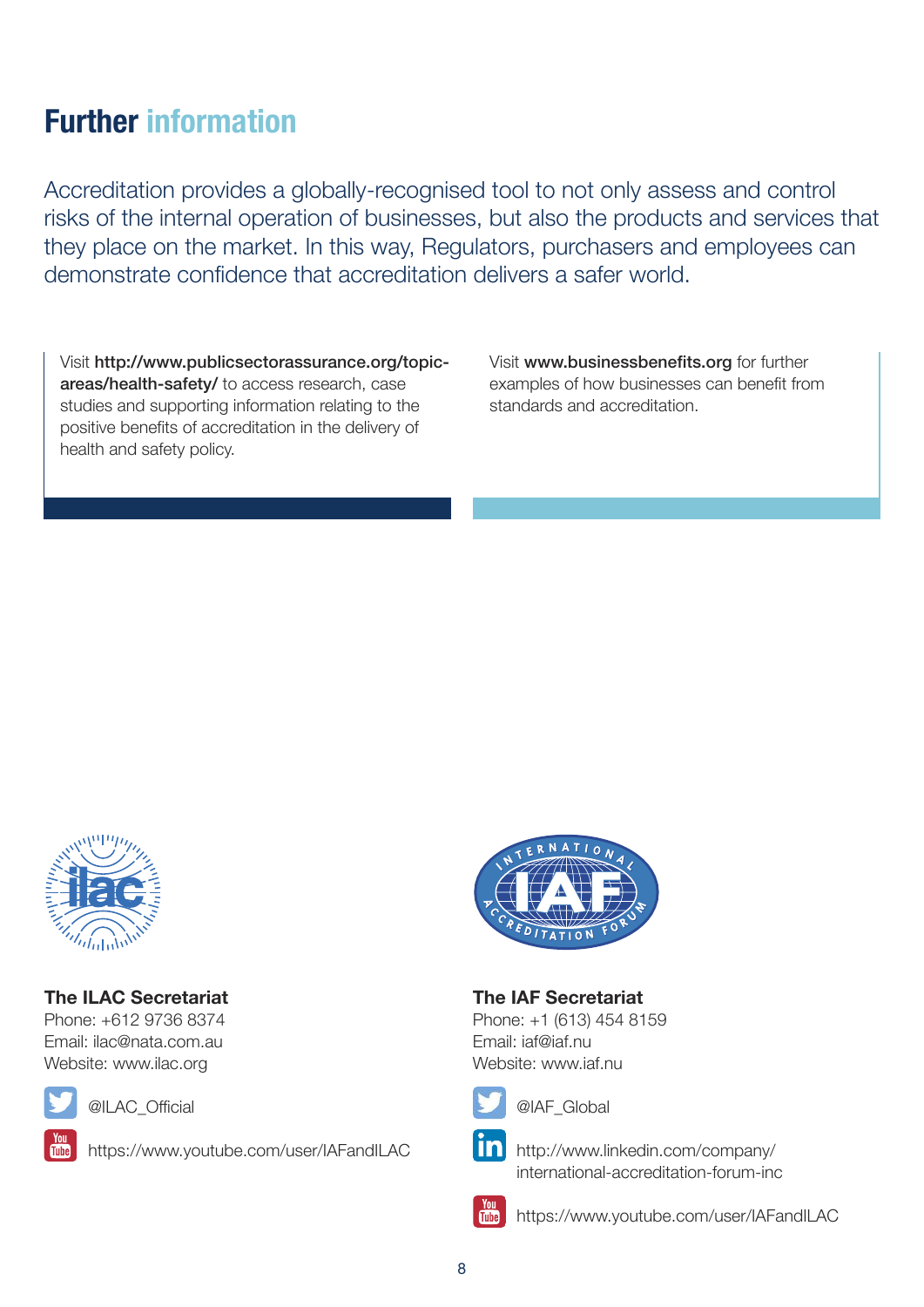# Further information

Accreditation provides a globally-recognised tool to not only assess and control risks of the internal operation of businesses, but also the products and services that they place on the market. In this way, Regulators, purchasers and employees can demonstrate confidence that accreditation delivers a safer world.

Visit **http://www.publicsectorassurance.org/topic-areas/health-safety/** to access research, case studies and supporting information relating to the positive benefits of accreditation in the delivery of health and safety policy.

Visit **www.businessbenefits.org** for further examples of how businesses can benefit from standards and accreditation.

**The ILAC Secretariat**
Phone: +612 9736 8374
Email: ilac@nata.com.au
Website: www.ilac.org

@ILAC_Official

https://www.youtube.com/user/IAFandILAC

**The IAF Secretariat**
Phone: +1 (613) 454 8159
Email: iaf@iaf.nu
Website: www.iaf.nu

@IAF_Global

http://www.linkedin.com/company/international-accreditation-forum-inc

https://www.youtube.com/user/IAFandILAC